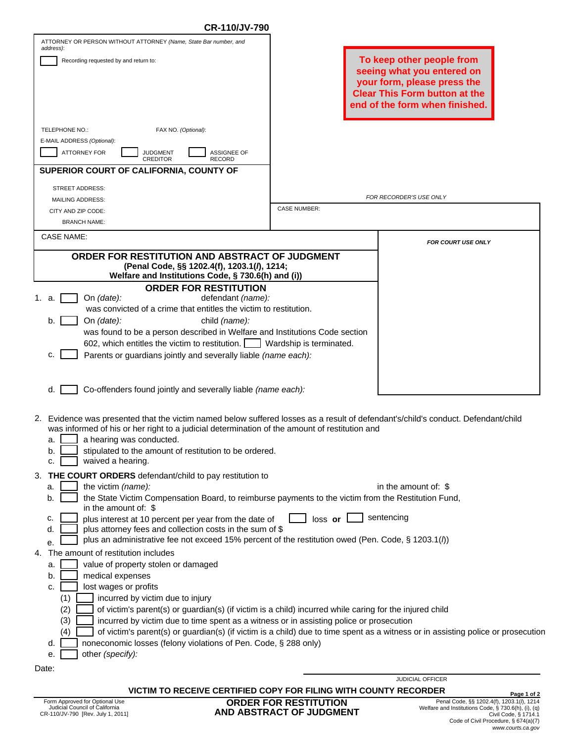**CR-110/JV-790**

ATTORNEY OR PERSON WITHOUT ATTORNEY *(Name, State Bar number, and address):*

☐ Recording requested by and return to:

TELEPHONE NO.: FAX NO. *(Optional):*

E-MAIL ADDRESS *(Optional):*

☐ ATTORNEY FOR ☐ JUDGMENT CREDITOR ☐ ASSIGNEE OF RECORD

**To keep other people from seeing what you entered on your form, please press the Clear This Form button at the end of the form when finished.**

*FOR RECORDER'S USE ONLY*

**SUPERIOR COURT OF CALIFORNIA, COUNTY OF**

STREET ADDRESS:

MAILING ADDRESS:

CITY AND ZIP CODE:

BRANCH NAME:

CASE NUMBER:

CASE NAME:

*FOR COURT USE ONLY*

## ORDER FOR RESTITUTION AND ABSTRACT OF JUDGMENT

**(Penal Code, §§ 1202.4(f), 1203.1(*l*), 1214; Welfare and Institutions Code, § 730.6(h) and (i))**

### ORDER FOR RESTITUTION

1. a. ☐ On *(date):* defendant *(name):* was convicted of a crime that entitles the victim to restitution.
   b. ☐ On *(date):* child *(name):* was found to be a person described in Welfare and Institutions Code section 602, which entitles the victim to restitution. ☐ Wardship is terminated.
   c. ☐ Parents or guardians jointly and severally liable *(name each):*
   d. ☐ Co-offenders found jointly and severally liable *(name each):*

2. Evidence was presented that the victim named below suffered losses as a result of defendant's/child's conduct. Defendant/child was informed of his or her right to a judicial determination of the amount of restitution and
   a. ☐ a hearing was conducted.
   b. ☐ stipulated to the amount of restitution to be ordered.
   c. ☐ waived a hearing.

3. **THE COURT ORDERS** defendant/child to pay restitution to
   a. ☐ the victim *(name):* in the amount of: $
   b. ☐ the State Victim Compensation Board, to reimburse payments to the victim from the Restitution Fund, in the amount of: $
   c. ☐ plus interest at 10 percent per year from the date of ☐ loss **or** ☐ sentencing
   d. ☐ plus attorney fees and collection costs in the sum of $
   e. ☐ plus an administrative fee not exceed 15% percent of the restitution owed (Pen. Code, § 1203.1(*l*))

4. The amount of restitution includes
   a. ☐ value of property stolen or damaged
   b. ☐ medical expenses
   c. ☐ lost wages or profits
      (1) ☐ incurred by victim due to injury
      (2) ☐ of victim's parent(s) or guardian(s) (if victim is a child) incurred while caring for the injured child
      (3) ☐ incurred by victim due to time spent as a witness or in assisting police or prosecution
      (4) ☐ of victim's parent(s) or guardian(s) (if victim is a child) due to time spent as a witness or in assisting police or prosecution
   d. ☐ noneconomic losses (felony violations of Pen. Code, § 288 only)
   e. ☐ other *(specify):*

Date:

JUDICIAL OFFICER

**VICTIM TO RECEIVE CERTIFIED COPY FOR FILING WITH COUNTY RECORDER**

Form Approved for Optional Use
Judicial Council of California
CR-110/JV-790 [Rev. July 1, 2011]

**ORDER FOR RESTITUTION AND ABSTRACT OF JUDGMENT**

Penal Code, §§ 1202.4(f), 1203.1(*l*), 1214
Welfare and Institutions Code, § 730.6(h), (i), (q)
Civil Code, § 1714.1
Code of Civil Procedure, § 674(a)(7)
*www.courts.ca.gov*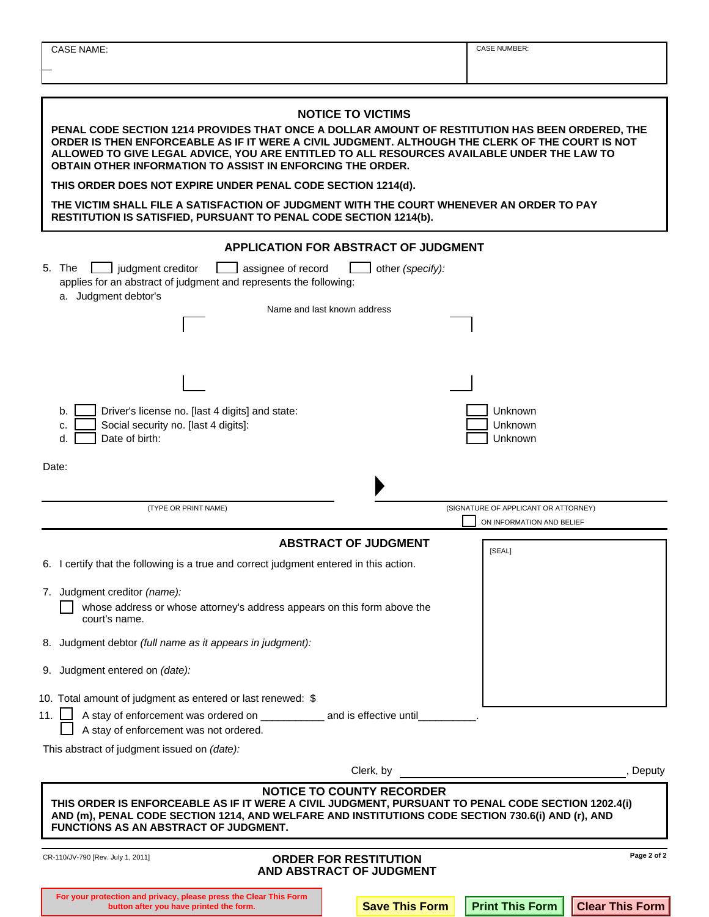| CASE NAME: | CASE NUMBER: |
|---|---|
| | |

## NOTICE TO VICTIMS

**PENAL CODE SECTION 1214 PROVIDES THAT ONCE A DOLLAR AMOUNT OF RESTITUTION HAS BEEN ORDERED, THE ORDER IS THEN ENFORCEABLE AS IF IT WERE A CIVIL JUDGMENT. ALTHOUGH THE CLERK OF THE COURT IS NOT ALLOWED TO GIVE LEGAL ADVICE, YOU ARE ENTITLED TO ALL RESOURCES AVAILABLE UNDER THE LAW TO OBTAIN OTHER INFORMATION TO ASSIST IN ENFORCING THE ORDER.**

**THIS ORDER DOES NOT EXPIRE UNDER PENAL CODE SECTION 1214(d).**

**THE VICTIM SHALL FILE A SATISFACTION OF JUDGMENT WITH THE COURT WHENEVER AN ORDER TO PAY RESTITUTION IS SATISFIED, PURSUANT TO PENAL CODE SECTION 1214(b).**

## APPLICATION FOR ABSTRACT OF JUDGMENT

5. The ☐ judgment creditor ☐ assignee of record ☐ other *(specify)*:
   applies for an abstract of judgment and represents the following:
   a. Judgment debtor's

      Name and last known address

   b. ☐ Driver's license no. [last 4 digits] and state: ☐ Unknown
   c. ☐ Social security no. [last 4 digits]: ☐ Unknown
   d. ☐ Date of birth: ☐ Unknown

Date:

(TYPE OR PRINT NAME) ▶ (SIGNATURE OF APPLICANT OR ATTORNEY)

☐ ON INFORMATION AND BELIEF

## ABSTRACT OF JUDGMENT

[SEAL]

6. I certify that the following is a true and correct judgment entered in this action.
7. Judgment creditor *(name)*:
   ☐ whose address or whose attorney's address appears on this form above the court's name.
8. Judgment debtor *(full name as it appears in judgment)*:
9. Judgment entered on *(date)*:
10. Total amount of judgment as entered or last renewed: $
11. ☐ A stay of enforcement was ordered on __________ and is effective until__________.
    ☐ A stay of enforcement was not ordered.

This abstract of judgment issued on *(date)*:

Clerk, by ______________________________, Deputy

## NOTICE TO COUNTY RECORDER

**THIS ORDER IS ENFORCEABLE AS IF IT WERE A CIVIL JUDGMENT, PURSUANT TO PENAL CODE SECTION 1202.4(i) AND (m), PENAL CODE SECTION 1214, AND WELFARE AND INSTITUTIONS CODE SECTION 730.6(i) AND (r), AND FUNCTIONS AS AN ABSTRACT OF JUDGMENT.**

CR-110/JV-790 [Rev. July 1, 2011]

**ORDER FOR RESTITUTION AND ABSTRACT OF JUDGMENT**

For your protection and privacy, please press the Clear This Form button after you have printed the form.

Save This Form | Print This Form | Clear This Form